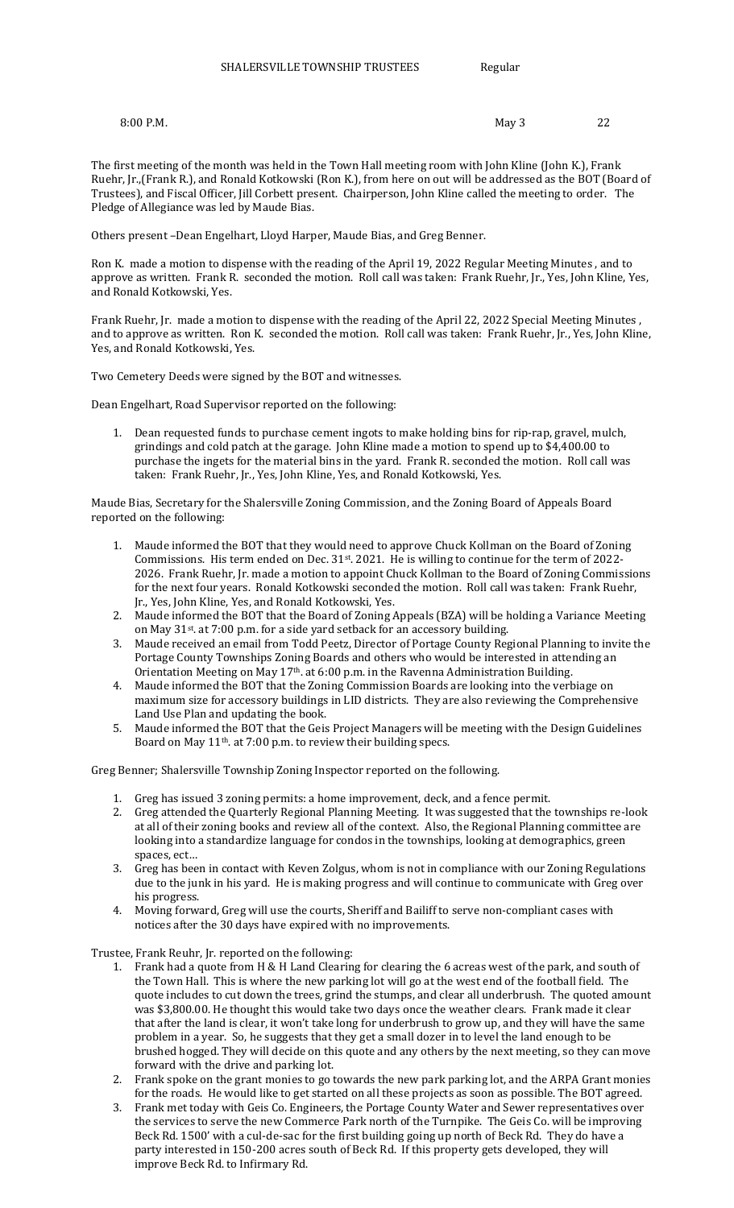SHALERSVILLE TOWNSHIP TRUSTEES Regular

8:00 P.M. May 3 22

The first meeting of the month was held in the Town Hall meeting room with John Kline (John K.), Frank Ruehr, Jr.,(Frank R.), and Ronald Kotkowski (Ron K.), from here on out will be addressed as the BOT (Board of Trustees), and Fiscal Officer, Jill Corbett present. Chairperson, John Kline called the meeting to order. The Pledge of Allegiance was led by Maude Bias.

Others present –Dean Engelhart, Lloyd Harper, Maude Bias, and Greg Benner.

Ron K. made a motion to dispense with the reading of the April 19, 2022 Regular Meeting Minutes , and to approve as written. Frank R. seconded the motion. Roll call was taken: Frank Ruehr, Jr., Yes, John Kline, Yes, and Ronald Kotkowski, Yes.

Frank Ruehr, Jr. made a motion to dispense with the reading of the April 22, 2022 Special Meeting Minutes , and to approve as written. Ron K. seconded the motion. Roll call was taken: Frank Ruehr, Jr., Yes, John Kline, Yes, and Ronald Kotkowski, Yes.

Two Cemetery Deeds were signed by the BOT and witnesses.

Dean Engelhart, Road Supervisor reported on the following:

1. Dean requested funds to purchase cement ingots to make holding bins for rip-rap, gravel, mulch, grindings and cold patch at the garage. John Kline made a motion to spend up to $4,400.00 to purchase the ingets for the material bins in the yard. Frank R. seconded the motion. Roll call was taken: Frank Ruehr, Jr., Yes, John Kline, Yes, and Ronald Kotkowski, Yes.

Maude Bias, Secretary for the Shalersville Zoning Commission, and the Zoning Board of Appeals Board reported on the following:

1. Maude informed the BOT that they would need to approve Chuck Kollman on the Board of Zoning Commissions. His term ended on Dec. 31st. 2021. He is willing to continue for the term of 2022-2026. Frank Ruehr, Jr. made a motion to appoint Chuck Kollman to the Board of Zoning Commissions for the next four years. Ronald Kotkowski seconded the motion. Roll call was taken: Frank Ruehr, Jr., Yes, John Kline, Yes, and Ronald Kotkowski, Yes.
2. Maude informed the BOT that the Board of Zoning Appeals (BZA) will be holding a Variance Meeting on May 31st. at 7:00 p.m. for a side yard setback for an accessory building.
3. Maude received an email from Todd Peetz, Director of Portage County Regional Planning to invite the Portage County Townships Zoning Boards and others who would be interested in attending an Orientation Meeting on May 17th. at 6:00 p.m. in the Ravenna Administration Building.
4. Maude informed the BOT that the Zoning Commission Boards are looking into the verbiage on maximum size for accessory buildings in LID districts. They are also reviewing the Comprehensive Land Use Plan and updating the book.
5. Maude informed the BOT that the Geis Project Managers will be meeting with the Design Guidelines Board on May 11th. at 7:00 p.m. to review their building specs.

Greg Benner; Shalersville Township Zoning Inspector reported on the following.

1. Greg has issued 3 zoning permits: a home improvement, deck, and a fence permit.
2. Greg attended the Quarterly Regional Planning Meeting. It was suggested that the townships re-look at all of their zoning books and review all of the context. Also, the Regional Planning committee are looking into a standardize language for condos in the townships, looking at demographics, green spaces, ect…
3. Greg has been in contact with Keven Zolgus, whom is not in compliance with our Zoning Regulations due to the junk in his yard. He is making progress and will continue to communicate with Greg over his progress.
4. Moving forward, Greg will use the courts, Sheriff and Bailiff to serve non-compliant cases with notices after the 30 days have expired with no improvements.

Trustee, Frank Reuhr, Jr. reported on the following:

1. Frank had a quote from H & H Land Clearing for clearing the 6 acreas west of the park, and south of the Town Hall. This is where the new parking lot will go at the west end of the football field. The quote includes to cut down the trees, grind the stumps, and clear all underbrush. The quoted amount was $3,800.00. He thought this would take two days once the weather clears. Frank made it clear that after the land is clear, it won't take long for underbrush to grow up, and they will have the same problem in a year. So, he suggests that they get a small dozer in to level the land enough to be brushed hogged. They will decide on this quote and any others by the next meeting, so they can move forward with the drive and parking lot.
2. Frank spoke on the grant monies to go towards the new park parking lot, and the ARPA Grant monies for the roads. He would like to get started on all these projects as soon as possible. The BOT agreed.
3. Frank met today with Geis Co. Engineers, the Portage County Water and Sewer representatives over the services to serve the new Commerce Park north of the Turnpike. The Geis Co. will be improving Beck Rd. 1500' with a cul-de-sac for the first building going up north of Beck Rd. They do have a party interested in 150-200 acres south of Beck Rd. If this property gets developed, they will improve Beck Rd. to Infirmary Rd.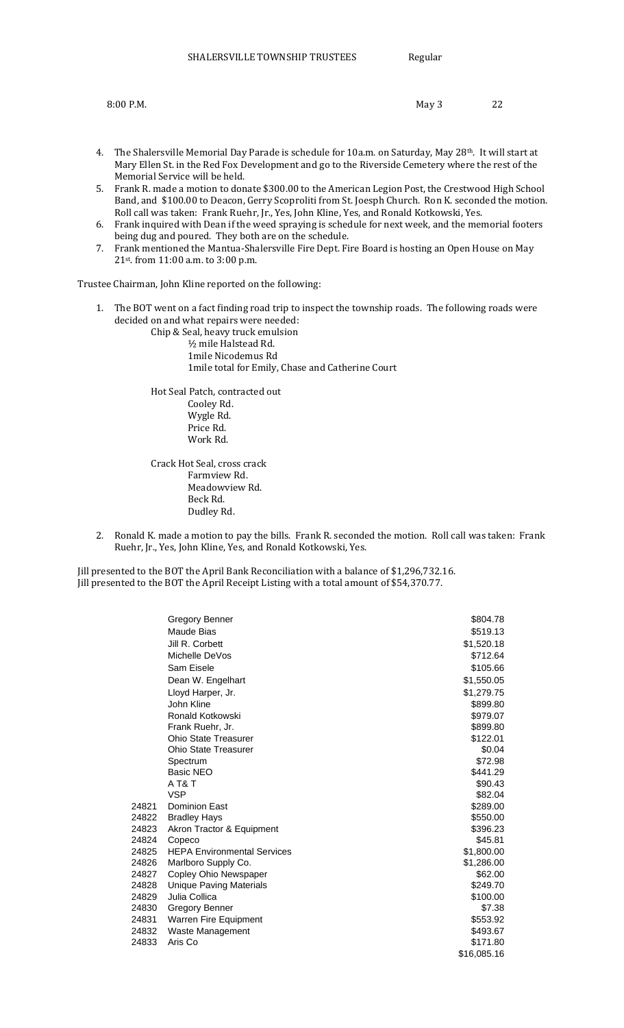4. The Shalersville Memorial Day Parade is schedule for 10a.m. on Saturday, May 28th. It will start at Mary Ellen St. in the Red Fox Development and go to the Riverside Cemetery where the rest of the Memorial Service will be held.
5. Frank R. made a motion to donate $300.00 to the American Legion Post, the Crestwood High School Band, and $100.00 to Deacon, Gerry Scoproliti from St. Joesph Church. Ron K. seconded the motion. Roll call was taken: Frank Ruehr, Jr., Yes, John Kline, Yes, and Ronald Kotkowski, Yes.
6. Frank inquired with Dean if the weed spraying is schedule for next week, and the memorial footers being dug and poured. They both are on the schedule.
7. Frank mentioned the Mantua-Shalersville Fire Dept. Fire Board is hosting an Open House on May 21st. from 11:00 a.m. to 3:00 p.m.

Trustee Chairman, John Kline reported on the following:

1. The BOT went on a fact finding road trip to inspect the township roads. The following roads were decided on and what repairs were needed:

   Chip & Seal, heavy truck emulsion
   - ½ mile Halstead Rd.
   - 1mile Nicodemus Rd
   - 1mile total for Emily, Chase and Catherine Court

   Hot Seal Patch, contracted out
   - Cooley Rd.
   - Wygle Rd.
   - Price Rd.
   - Work Rd.

   Crack Hot Seal, cross crack
   - Farmview Rd.
   - Meadowview Rd.
   - Beck Rd.
   - Dudley Rd.

2. Ronald K. made a motion to pay the bills. Frank R. seconded the motion. Roll call was taken: Frank Ruehr, Jr., Yes, John Kline, Yes, and Ronald Kotkowski, Yes.

Jill presented to the BOT the April Bank Reconciliation with a balance of $1,296,732.16.
Jill presented to the BOT the April Receipt Listing with a total amount of $54,370.77.

| | | |
|---|---|---|
| | Gregory Benner | $804.78 |
| | Maude Bias | $519.13 |
| | Jill R. Corbett | $1,520.18 |
| | Michelle DeVos | $712.64 |
| | Sam Eisele | $105.66 |
| | Dean W. Engelhart | $1,550.05 |
| | Lloyd Harper, Jr. | $1,279.75 |
| | John Kline | $899.80 |
| | Ronald Kotkowski | $979.07 |
| | Frank Ruehr, Jr. | $899.80 |
| | Ohio State Treasurer | $122.01 |
| | Ohio State Treasurer | $0.04 |
| | Spectrum | $72.98 |
| | Basic NEO | $441.29 |
| | A T& T | $90.43 |
| | VSP | $82.04 |
| 24821 | Dominion East | $289.00 |
| 24822 | Bradley Hays | $550.00 |
| 24823 | Akron Tractor & Equipment | $396.23 |
| 24824 | Copeco | $45.81 |
| 24825 | HEPA Environmental Services | $1,800.00 |
| 24826 | Marlboro Supply Co. | $1,286.00 |
| 24827 | Copley Ohio Newspaper | $62.00 |
| 24828 | Unique Paving Materials | $249.70 |
| 24829 | Julia Collica | $100.00 |
| 24830 | Gregory Benner | $7.38 |
| 24831 | Warren Fire Equipment | $553.92 |
| 24832 | Waste Management | $493.67 |
| 24833 | Aris Co | $171.80 |
| | | $16,085.16 |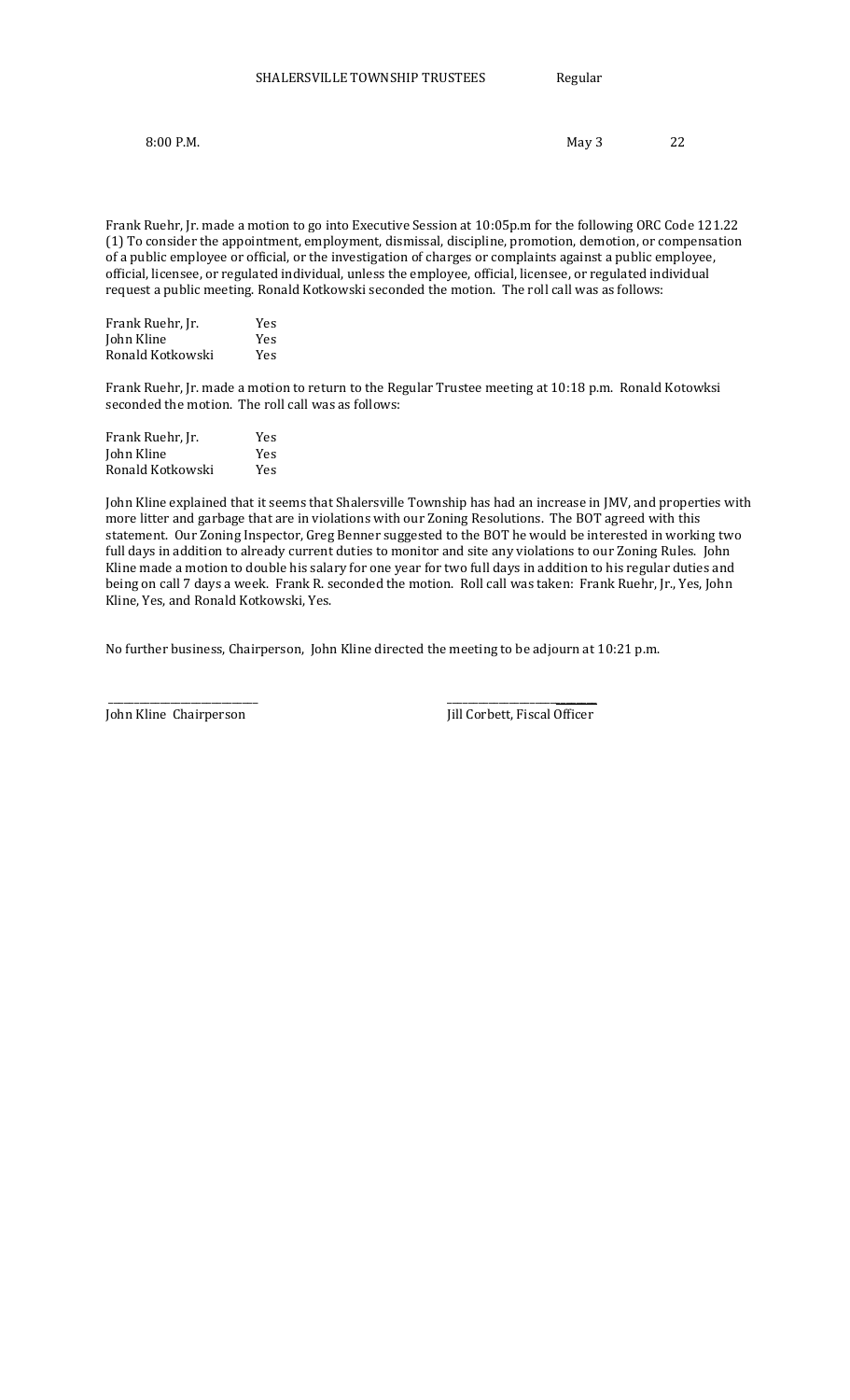SHALERSVILLE TOWNSHIP TRUSTEES Regular

8:00 P.M. May 3 22

Frank Ruehr, Jr. made a motion to go into Executive Session at 10:05p.m for the following ORC Code 121.22 (1) To consider the appointment, employment, dismissal, discipline, promotion, demotion, or compensation of a public employee or official, or the investigation of charges or complaints against a public employee, official, licensee, or regulated individual, unless the employee, official, licensee, or regulated individual request a public meeting. Ronald Kotkowski seconded the motion. The roll call was as follows:

| | |
|---|---|
| Frank Ruehr, Jr. | Yes |
| John Kline | Yes |
| Ronald Kotkowski | Yes |

Frank Ruehr, Jr. made a motion to return to the Regular Trustee meeting at 10:18 p.m. Ronald Kotowksi seconded the motion. The roll call was as follows:

| | |
|---|---|
| Frank Ruehr, Jr. | Yes |
| John Kline | Yes |
| Ronald Kotkowski | Yes |

John Kline explained that it seems that Shalersville Township has had an increase in JMV, and properties with more litter and garbage that are in violations with our Zoning Resolutions. The BOT agreed with this statement. Our Zoning Inspector, Greg Benner suggested to the BOT he would be interested in working two full days in addition to already current duties to monitor and site any violations to our Zoning Rules. John Kline made a motion to double his salary for one year for two full days in addition to his regular duties and being on call 7 days a week. Frank R. seconded the motion. Roll call was taken: Frank Ruehr, Jr., Yes, John Kline, Yes, and Ronald Kotkowski, Yes.

No further business, Chairperson, John Kline directed the meeting to be adjourn at 10:21 p.m.

\_\_\_\_\_\_\_\_\_\_\_\_\_\_\_\_\_\_\_\_\_\_\_\_\_\_\_\_ \_\_\_\_\_\_\_\_\_\_\_\_\_\_\_\_\_\_\_\_\_\_\_\_\_\_\_\_

John Kline Chairperson Jill Corbett, Fiscal Officer